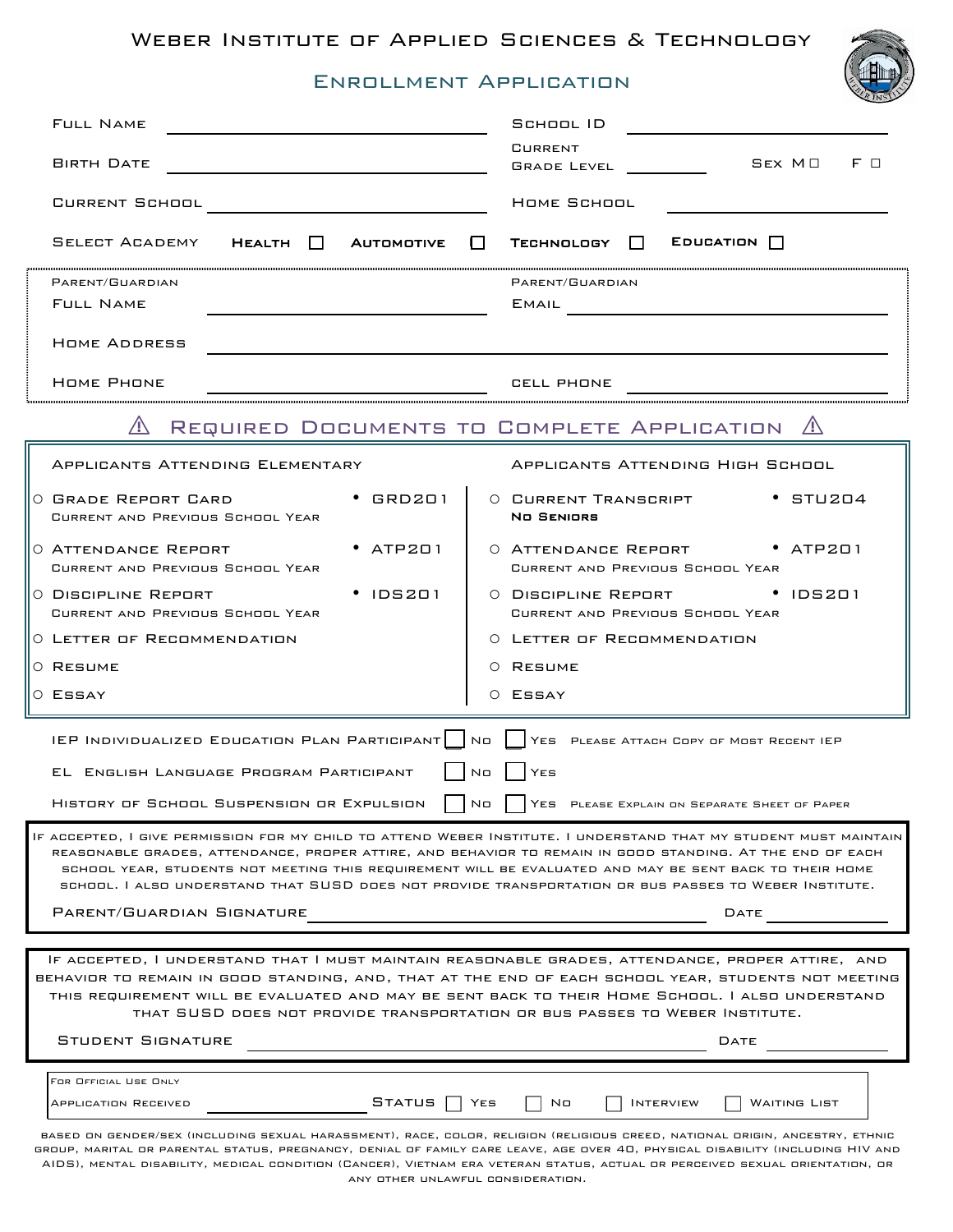# Weber Institute of Applied Sciences & Technology

## Enrollment Application

Full Name ______________________ School ID ______________________

Birth Date ______________________ Current Grade Level __________ Sex M ☐ F ☐

Current School ______________________ Home School ______________________

Select Academy **Health** ☐ **Automotive** ☐ **Technology** ☐ **Education** ☐

Parent/Guardian Full Name ______________________ Parent/Guardian Email ______________________

Home Address ____________________________________________

Home Phone ______________________ cell phone ______________________

## ⚠ Required Documents to Complete Application ⚠

| Applicants Attending Elementary | | Applicants Attending High School | |
|---|---|---|---|
| ○ Grade Report Card<br>Current and Previous School Year | • GRD201 | ○ Current Transcript<br>**No Seniors** | • STU204 |
| ○ Attendance Report<br>Current and Previous School Year | • ATP201 | ○ Attendance Report<br>Current and Previous School Year | • ATP201 |
| ○ Discipline Report<br>Current and Previous School Year | • IDS201 | ○ Discipline Report<br>Current and Previous School Year | • IDS201 |
| ○ Letter of Recommendation | | ○ Letter of Recommendation | |
| ○ Resume | | ○ Resume | |
| ○ Essay | | ○ Essay | |

IEP Individualized Education Plan Participant ☐ No ☐ Yes Please Attach Copy of Most Recent IEP

EL English Language Program Participant ☐ No ☐ Yes

History of School Suspension or Expulsion ☐ No ☐ Yes Please Explain on Separate Sheet of Paper

If accepted, I give permission for my child to attend Weber Institute. I understand that my student must maintain reasonable grades, attendance, proper attire, and behavior to remain in good standing. At the end of each school year, students not meeting this requirement will be evaluated and may be sent back to their home school. I also understand that SUSD does not provide transportation or bus passes to Weber Institute.

Parent/Guardian Signature ______________________ Date __________

If accepted, I understand that I must maintain reasonable grades, attendance, proper attire, and behavior to remain in good standing, and, that at the end of each school year, students not meeting this requirement will be evaluated and may be sent back to their Home School. I also understand that SUSD does not provide transportation or bus passes to Weber Institute.

Student Signature ______________________ Date __________

For Official Use Only

Application Received ______________ Status ☐ Yes ☐ No ☐ Interview ☐ Waiting List

based on gender/sex (including sexual harassment), race, color, religion (religious creed, national origin, ancestry, ethnic group, marital or parental status, pregnancy, denial of family care leave, age over 40, physical disability (including HIV and AIDS), mental disability, medical condition (Cancer), Vietnam era veteran status, actual or perceived sexual orientation, or any other unlawful consideration.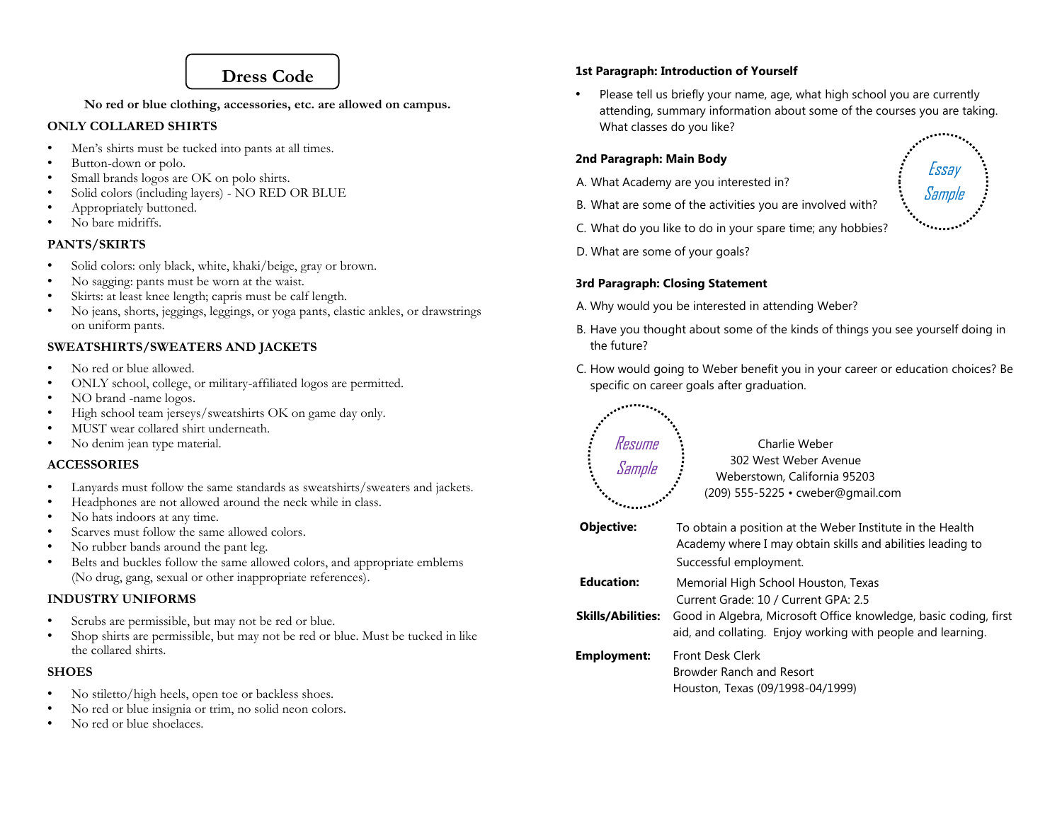# Dress Code

**No red or blue clothing, accessories, etc. are allowed on campus.**

### ONLY COLLARED SHIRTS

- Men's shirts must be tucked into pants at all times.
- Button-down or polo.
- Small brands logos are OK on polo shirts.
- Solid colors (including layers) - NO RED OR BLUE
- Appropriately buttoned.
- No bare midriffs.

### PANTS/SKIRTS

- Solid colors: only black, white, khaki/beige, gray or brown.
- No sagging: pants must be worn at the waist.
- Skirts: at least knee length; capris must be calf length.
- No jeans, shorts, jeggings, leggings, or yoga pants, elastic ankles, or drawstrings on uniform pants.

### SWEATSHIRTS/SWEATERS AND JACKETS

- No red or blue allowed.
- ONLY school, college, or military-affiliated logos are permitted.
- NO brand -name logos.
- High school team jerseys/sweatshirts OK on game day only.
- MUST wear collared shirt underneath.
- No denim jean type material.

### ACCESSORIES

- Lanyards must follow the same standards as sweatshirts/sweaters and jackets.
- Headphones are not allowed around the neck while in class.
- No hats indoors at any time.
- Scarves must follow the same allowed colors.
- No rubber bands around the pant leg.
- Belts and buckles follow the same allowed colors, and appropriate emblems (No drug, gang, sexual or other inappropriate references).

### INDUSTRY UNIFORMS

- Scrubs are permissible, but may not be red or blue.
- Shop shirts are permissible, but may not be red or blue. Must be tucked in like the collared shirts.

### SHOES

- No stiletto/high heels, open toe or backless shoes.
- No red or blue insignia or trim, no solid neon colors.
- No red or blue shoelaces.

*Essay Sample*

**1st Paragraph: Introduction of Yourself**

- Please tell us briefly your name, age, what high school you are currently attending, summary information about some of the courses you are taking. What classes do you like?

**2nd Paragraph: Main Body**

A. What Academy are you interested in?

B. What are some of the activities you are involved with?

C. What do you like to do in your spare time; any hobbies?

D. What are some of your goals?

**3rd Paragraph: Closing Statement**

A. Why would you be interested in attending Weber?

B. Have you thought about some of the kinds of things you see yourself doing in the future?

C. How would going to Weber benefit you in your career or education choices? Be specific on career goals after graduation.

*Resume Sample*

Charlie Weber
302 West Weber Avenue
Weberstown, California 95203
(209) 555-5225 • cweber@gmail.com

**Objective:** To obtain a position at the Weber Institute in the Health Academy where I may obtain skills and abilities leading to Successful employment.

**Education:** Memorial High School Houston, Texas
Current Grade: 10 / Current GPA: 2.5

**Skills/Abilities:** Good in Algebra, Microsoft Office knowledge, basic coding, first aid, and collating. Enjoy working with people and learning.

**Employment:** Front Desk Clerk
Browder Ranch and Resort
Houston, Texas (09/1998-04/1999)